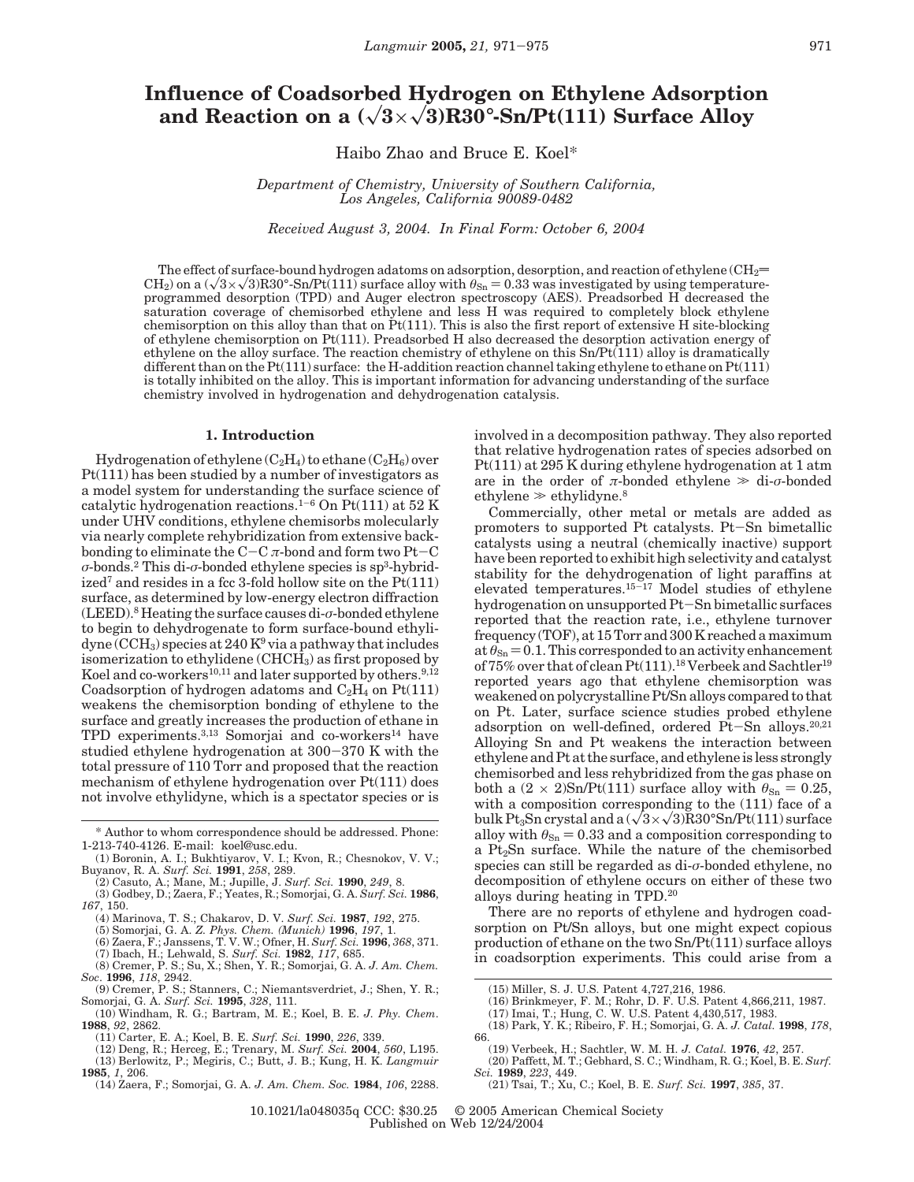# Influence of Coadsorbed Hydrogen on Ethylene Adsorption and Reaction on a ($\sqrt{3}\times\sqrt{3}$)R30°-Sn/Pt(111) Surface Alloy

Haibo Zhao and Bruce E. Koel*

*Department of Chemistry, University of Southern California, Los Angeles, California 90089-0482*

*Received August 3, 2004. In Final Form: October 6, 2004*

The effect of surface-bound hydrogen adatoms on adsorption, desorption, and reaction of ethylene ($CH_2=CH_2$) on a ($\sqrt{3}\times\sqrt{3}$)R30°-Sn/Pt(111) surface alloy with $\theta_{Sn} = 0.33$ was investigated by using temperature-programmed desorption (TPD) and Auger electron spectroscopy (AES). Preadsorbed H decreased the saturation coverage of chemisorbed ethylene and less H was required to completely block ethylene chemisorption on this alloy than that on Pt(111). This is also the first report of extensive H site-blocking of ethylene chemisorption on Pt(111). Preadsorbed H also decreased the desorption activation energy of ethylene on the alloy surface. The reaction chemistry of ethylene on this Sn/Pt(111) alloy is dramatically different than on the Pt(111) surface: the H-addition reaction channel taking ethylene to ethane on Pt(111) is totally inhibited on the alloy. This is important information for advancing understanding of the surface chemistry involved in hydrogenation and dehydrogenation catalysis.

## 1. Introduction

Hydrogenation of ethylene ($C_2H_4$) to ethane ($C_2H_6$) over Pt(111) has been studied by a number of investigators as a model system for understanding the surface science of catalytic hydrogenation reactions.[1-6] On Pt(111) at 52 K under UHV conditions, ethylene chemisorbs molecularly via nearly complete rehybridization from extensive back-bonding to eliminate the C–C $\pi$-bond and form two Pt–C $\sigma$-bonds.[2] This di-$\sigma$-bonded ethylene species is $sp^3$-hybridized[7] and resides in a fcc 3-fold hollow site on the Pt(111) surface, as determined by low-energy electron diffraction (LEED).[8] Heating the surface causes di-$\sigma$-bonded ethylene to begin to dehydrogenate to form surface-bound ethylidyne ($CCH_3$) species at 240 K[9] via a pathway that includes isomerization to ethylidene ($CHCH_3$) as first proposed by Koel and co-workers[10,11] and later supported by others.[9,12] Coadsorption of hydrogen adatoms and $C_2H_4$ on Pt(111) weakens the chemisorption bonding of ethylene to the surface and greatly increases the production of ethane in TPD experiments.[3,13] Somorjai and co-workers[14] have studied ethylene hydrogenation at 300–370 K with the total pressure of 110 Torr and proposed that the reaction mechanism of ethylene hydrogenation over Pt(111) does not involve ethylidyne, which is a spectator species or is involved in a decomposition pathway. They also reported that relative hydrogenation rates of species adsorbed on Pt(111) at 295 K during ethylene hydrogenation at 1 atm are in the order of $\pi$-bonded ethylene $\gg$ di-$\sigma$-bonded ethylene $\gg$ ethylidyne.[8]

Commercially, other metal or metals are added as promoters to supported Pt catalysts. Pt–Sn bimetallic catalysts using a neutral (chemically inactive) support have been reported to exhibit high selectivity and catalyst stability for the dehydrogenation of light paraffins at elevated temperatures.[15-17] Model studies of ethylene hydrogenation on unsupported Pt–Sn bimetallic surfaces reported that the reaction rate, i.e., ethylene turnover frequency (TOF), at 15 Torr and 300 K reached a maximum at $\theta_{Sn} = 0.1$. This corresponded to an activity enhancement of 75% over that of clean Pt(111).[18] Verbeek and Sachtler[19] reported years ago that ethylene chemisorption was weakened on polycrystalline Pt/Sn alloys compared to that on Pt. Later, surface science studies probed ethylene adsorption on well-defined, ordered Pt–Sn alloys.[20,21] Alloying Sn and Pt weakens the interaction between ethylene and Pt at the surface, and ethylene is less strongly chemisorbed and less rehybridized from the gas phase on both a (2 × 2)Sn/Pt(111) surface alloy with $\theta_{Sn} = 0.25$, with a composition corresponding to the (111) face of a bulk $Pt_3Sn$ crystal and a ($\sqrt{3}\times\sqrt{3}$)R30°Sn/Pt(111) surface alloy with $\theta_{Sn} = 0.33$ and a composition corresponding to a $Pt_2Sn$ surface. While the nature of the chemisorbed species can still be regarded as di-$\sigma$-bonded ethylene, no decomposition of ethylene occurs on either of these two alloys during heating in TPD.[20]

There are no reports of ethylene and hydrogen coadsorption on Pt/Sn alloys, but one might expect copious production of ethane on the two Sn/Pt(111) surface alloys in coadsorption experiments. This could arise from a

---

\* Author to whom correspondence should be addressed. Phone: 1-213-740-4126. E-mail: koel@usc.edu.

(1) Boronin, A. I.; Bukhtiyarov, V. I.; Kvon, R.; Chesnokov, V. V.; Buyanov, R. A. *Surf. Sci.* **1991**, *258*, 289.
(2) Casuto, A.; Mane, M.; Jupille, J. *Surf. Sci.* **1990**, *249*, 8.
(3) Godbey, D.; Zaera, F.; Yeates, R.; Somorjai, G. A. *Surf. Sci.* **1986**, *167*, 150.
(4) Marinova, T. S.; Chakarov, D. V. *Surf. Sci.* **1987**, *192*, 275.
(5) Somorjai, G. A. *Z. Phys. Chem. (Munich)* **1996**, *197*, 1.
(6) Zaera, F.; Janssens, T. V. W.; Ofner, H. *Surf. Sci.* **1996**, *368*, 371.
(7) Ibach, H.; Lehwald, S. *Surf. Sci.* **1982**, *117*, 685.
(8) Cremer, P. S.; Su, X.; Shen, Y. R.; Somorjai, G. A. *J. Am. Chem. Soc.* **1996**, *118*, 2942.
(9) Cremer, P. S.; Stanners, C.; Niemantsverdriet, J.; Shen, Y. R.; Somorjai, G. A. *Surf. Sci.* **1995**, *328*, 111.
(10) Windham, R. G.; Bartram, M. E.; Koel, B. E. *J. Phy. Chem.* **1988**, *92*, 2862.
(11) Carter, E. A.; Koel, B. E. *Surf. Sci.* **1990**, *226*, 339.
(12) Deng, R.; Herceg, E.; Trenary, M. *Surf. Sci.* **2004**, *560*, L195.
(13) Berlowitz, P.; Megiris, C.; Butt, J. B.; Kung, H. K. *Langmuir* **1985**, *1*, 206.
(14) Zaera, F.; Somorjai, G. A. *J. Am. Chem. Soc.* **1984**, *106*, 2288.
(15) Miller, S. J. U.S. Patent 4,727,216, 1986.
(16) Brinkmeyer, F. M.; Rohr, D. F. U.S. Patent 4,866,211, 1987.
(17) Imai, T.; Hung, C. W. U.S. Patent 4,430,517, 1983.
(18) Park, Y. K.; Ribeiro, F. H.; Somorjai, G. A. *J. Catal.* **1998**, *178*, 66.
(19) Verbeek, H.; Sachtler, W. M. H. *J. Catal.* **1976**, *42*, 257.
(20) Paffett, M. T.; Gebhard, S. C.; Windham, R. G.; Koel, B. E. *Surf. Sci.* **1989**, *223*, 449.
(21) Tsai, T.; Xu, C.; Koel, B. E. *Surf. Sci.* **1997**, *385*, 37.

10.1021/la048035q CCC: $30.25 © 2005 American Chemical Society
Published on Web 12/24/2004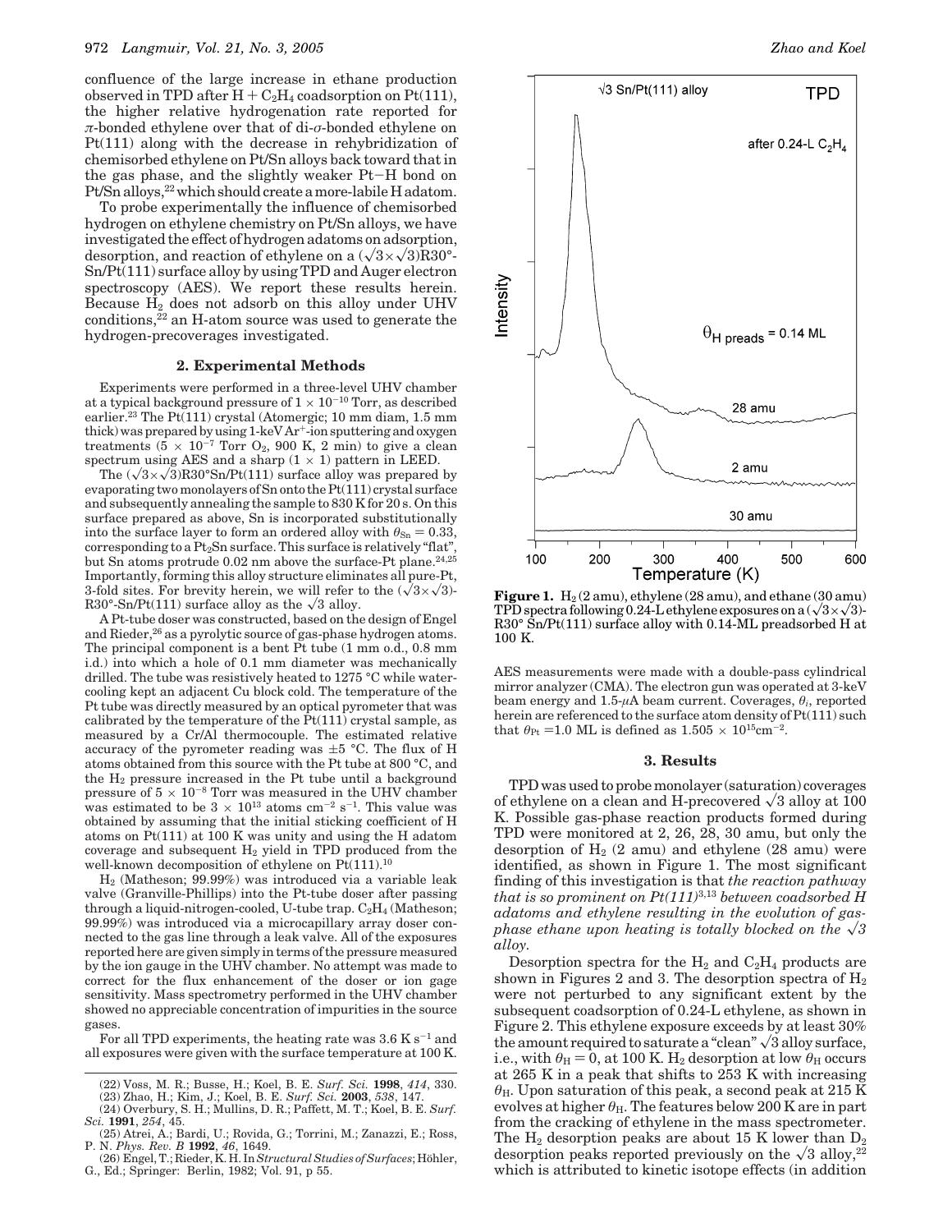confluence of the large increase in ethane production observed in TPD after H + $C_2H_4$ coadsorption on Pt(111), the higher relative hydrogenation rate reported for $\pi$-bonded ethylene over that of di-$\sigma$-bonded ethylene on Pt(111) along with the decrease in rehybridization of chemisorbed ethylene on Pt/Sn alloys back toward that in the gas phase, and the slightly weaker Pt–H bond on Pt/Sn alloys,[22] which should create a more-labile H adatom.

To probe experimentally the influence of chemisorbed hydrogen on ethylene chemistry on Pt/Sn alloys, we have investigated the effect of hydrogen adatoms on adsorption, desorption, and reaction of ethylene on a $(\sqrt{3}\times\sqrt{3})$R30°-Sn/Pt(111) surface alloy by using TPD and Auger electron spectroscopy (AES). We report these results herein. Because $H_2$ does not adsorb on this alloy under UHV conditions,[22] an H-atom source was used to generate the hydrogen-precoverages investigated.

## 2. Experimental Methods

Experiments were performed in a three-level UHV chamber at a typical background pressure of $1 \times 10^{-10}$ Torr, as described earlier.[23] The Pt(111) crystal (Atomergic; 10 mm diam, 1.5 mm thick) was prepared by using 1-keV $Ar^+$-ion sputtering and oxygen treatments ($5 \times 10^{-7}$ Torr $O_2$, 900 K, 2 min) to give a clean spectrum using AES and a sharp (1 × 1) pattern in LEED.

The $(\sqrt{3}\times\sqrt{3})$R30°Sn/Pt(111) surface alloy was prepared by evaporating two monolayers of Sn onto the Pt(111) crystal surface and subsequently annealing the sample to 830 K for 20 s. On this surface prepared as above, Sn is incorporated substitutionally into the surface layer to form an ordered alloy with $\theta_{Sn} = 0.33$, corresponding to a $Pt_2Sn$ surface. This surface is relatively "flat", but Sn atoms protrude 0.02 nm above the surface-Pt plane.[24,25] Importantly, forming this alloy structure eliminates all pure-Pt, 3-fold sites. For brevity herein, we will refer to the $(\sqrt{3}\times\sqrt{3})$-R30°-Sn/Pt(111) surface alloy as the $\sqrt{3}$ alloy.

A Pt-tube doser was constructed, based on the design of Engel and Rieder,[26] as a pyrolytic source of gas-phase hydrogen atoms. The principal component is a bent Pt tube (1 mm o.d., 0.8 mm i.d.) into which a hole of 0.1 mm diameter was mechanically drilled. The tube was resistively heated to 1275 °C while water-cooling kept an adjacent Cu block cold. The temperature of the Pt tube was directly measured by an optical pyrometer that was calibrated by the temperature of the Pt(111) crystal sample, as measured by a Cr/Al thermocouple. The estimated relative accuracy of the pyrometer reading was ±5 °C. The flux of H atoms obtained from this source with the Pt tube at 800 °C, and the $H_2$ pressure increased in the Pt tube until a background pressure of $5 \times 10^{-8}$ Torr was measured in the UHV chamber was estimated to be $3 \times 10^{13}$ atoms cm$^{-2}$ s$^{-1}$. This value was obtained by assuming that the initial sticking coefficient of H atoms on Pt(111) at 100 K was unity and using the H adatom coverage and subsequent $H_2$ yield in TPD produced from the well-known decomposition of ethylene on Pt(111).[10]

$H_2$ (Matheson; 99.99%) was introduced via a variable leak valve (Granville-Phillips) into the Pt-tube doser after passing through a liquid-nitrogen-cooled, U-tube trap. $C_2H_4$ (Matheson; 99.99%) was introduced via a microcapillary array doser connected to the gas line through a leak valve. All of the exposures reported here are given simply in terms of the pressure measured by the ion gauge in the UHV chamber. No attempt was made to correct for the flux enhancement of the doser or ion gage sensitivity. Mass spectrometry performed in the UHV chamber showed no appreciable concentration of impurities in the source gases.

For all TPD experiments, the heating rate was 3.6 K s$^{-1}$ and all exposures were given with the surface temperature at 100 K.

AES measurements were made with a double-pass cylindrical mirror analyzer (CMA). The electron gun was operated at 3-keV beam energy and 1.5-$\mu$A beam current. Coverages, $\theta_i$, reported herein are referenced to the surface atom density of Pt(111) such that $\theta_{Pt} = 1.0$ ML is defined as $1.505 \times 10^{15}$cm$^{-2}$.

**Figure 1.** $H_2$ (2 amu), ethylene (28 amu), and ethane (30 amu) TPD spectra following 0.24-L ethylene exposures on a $(\sqrt{3}\times\sqrt{3})$-R30° Sn/Pt(111) surface alloy with 0.14-ML preadsorbed H at 100 K.

## 3. Results

TPD was used to probe monolayer (saturation) coverages of ethylene on a clean and H-precovered $\sqrt{3}$ alloy at 100 K. Possible gas-phase reaction products formed during TPD were monitored at 2, 26, 28, 30 amu, but only the desorption of $H_2$ (2 amu) and ethylene (28 amu) were identified, as shown in Figure 1. The most significant finding of this investigation is that *the reaction pathway that is so prominent on Pt(111)*[3,13] *between coadsorbed H adatoms and ethylene resulting in the evolution of gas-phase ethane upon heating is totally blocked on the $\sqrt{3}$ alloy.*

Desorption spectra for the $H_2$ and $C_2H_4$ products are shown in Figures 2 and 3. The desorption spectra of $H_2$ were not perturbed to any significant extent by the subsequent coadsorption of 0.24-L ethylene, as shown in Figure 2. This ethylene exposure exceeds by at least 30% the amount required to saturate a "clean" $\sqrt{3}$ alloy surface, i.e., with $\theta_H = 0$, at 100 K. $H_2$ desorption at low $\theta_H$ occurs at 265 K in a peak that shifts to 253 K with increasing $\theta_H$. Upon saturation of this peak, a second peak at 215 K evolves at higher $\theta_H$. The features below 200 K are in part from the cracking of ethylene in the mass spectrometer. The $H_2$ desorption peaks are about 15 K lower than $D_2$ desorption peaks reported previously on the $\sqrt{3}$ alloy,[22] which is attributed to kinetic isotope effects (in addition

(22) Voss, M. R.; Busse, H.; Koel, B. E. *Surf. Sci.* **1998**, *414*, 330.
(23) Zhao, H.; Kim, J.; Koel, B. E. *Surf. Sci.* **2003**, *538*, 147.
(24) Overbury, S. H.; Mullins, D. R.; Paffett, M. T.; Koel, B. E. *Surf. Sci.* **1991**, *254*, 45.
(25) Atrei, A.; Bardi, U.; Rovida, G.; Torrini, M.; Zanazzi, E.; Ross, P. N. *Phys. Rev. B* **1992**, *46*, 1649.
(26) Engel, T.; Rieder, K. H. In *Structural Studies of Surfaces*; Höhler, G., Ed.; Springer: Berlin, 1982; Vol. 91, p 55.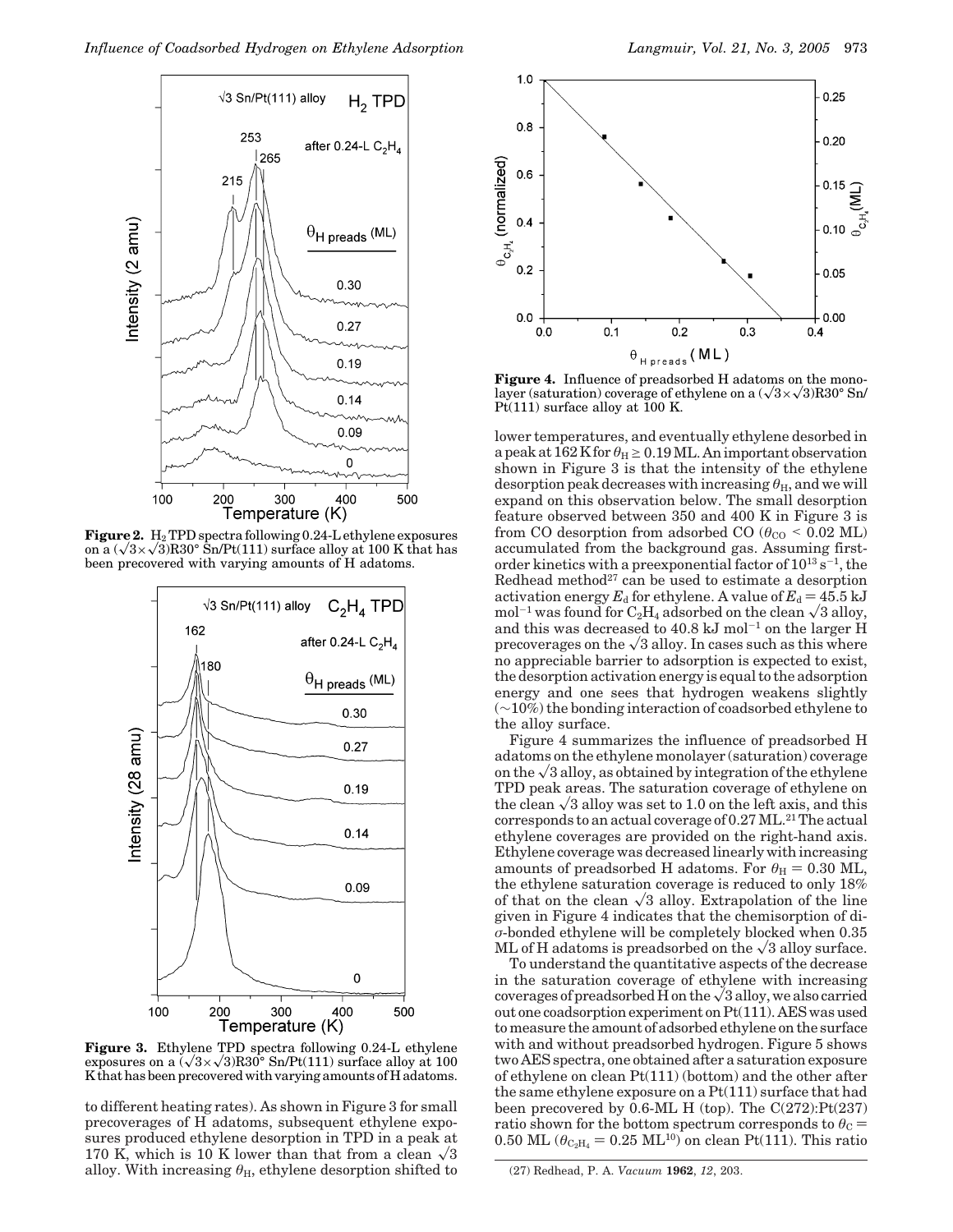**Figure 2.** $H_2$ TPD spectra following 0.24-L ethylene exposures on a $(\sqrt{3}\times\sqrt{3})R30°$ Sn/Pt(111) surface alloy at 100 K that has been precovered with varying amounts of H adatoms.

**Figure 3.** Ethylene TPD spectra following 0.24-L ethylene exposures on a $(\sqrt{3}\times\sqrt{3})R30°$ Sn/Pt(111) surface alloy at 100 K that has been precovered with varying amounts of H adatoms.

to different heating rates). As shown in Figure 3 for small precoverages of H adatoms, subsequent ethylene exposures produced ethylene desorption in TPD in a peak at 170 K, which is 10 K lower than that from a clean $\sqrt{3}$ alloy. With increasing $\theta_H$, ethylene desorption shifted to lower temperatures, and eventually ethylene desorbed in a peak at 162 K for $\theta_H \geq 0.19$ ML. An important observation shown in Figure 3 is that the intensity of the ethylene desorption peak decreases with increasing $\theta_H$, and we will expand on this observation below. The small desorption feature observed between 350 and 400 K in Figure 3 is from CO desorption from adsorbed CO ($\theta_{CO} < 0.02$ ML) accumulated from the background gas. Assuming first-order kinetics with a preexponential factor of $10^{13}$ s$^{-1}$, the Redhead method[27] can be used to estimate a desorption activation energy $E_d$ for ethylene. A value of $E_d = 45.5$ kJ mol$^{-1}$ was found for $C_2H_4$ adsorbed on the clean $\sqrt{3}$ alloy, and this was decreased to 40.8 kJ mol$^{-1}$ on the larger H precoverages on the $\sqrt{3}$ alloy. In cases such as this where no appreciable barrier to adsorption is expected to exist, the desorption activation energy is equal to the adsorption energy and one sees that hydrogen weakens slightly (~10%) the bonding interaction of coadsorbed ethylene to the alloy surface.

**Figure 4.** Influence of preadsorbed H adatoms on the monolayer (saturation) coverage of ethylene on a $(\sqrt{3}\times\sqrt{3})R30°$ Sn/Pt(111) surface alloy at 100 K.

Figure 4 summarizes the influence of preadsorbed H adatoms on the ethylene monolayer (saturation) coverage on the $\sqrt{3}$ alloy, as obtained by integration of the ethylene TPD peak areas. The saturation coverage of ethylene on the clean $\sqrt{3}$ alloy was set to 1.0 on the left axis, and this corresponds to an actual coverage of 0.27 ML.[21] The actual ethylene coverages are provided on the right-hand axis. Ethylene coverage was decreased linearly with increasing amounts of preadsorbed H adatoms. For $\theta_H = 0.30$ ML, the ethylene saturation coverage is reduced to only 18% of that on the clean $\sqrt{3}$ alloy. Extrapolation of the line given in Figure 4 indicates that the chemisorption of di-$\sigma$-bonded ethylene will be completely blocked when 0.35 ML of H adatoms is preadsorbed on the $\sqrt{3}$ alloy surface.

To understand the quantitative aspects of the decrease in the saturation coverage of ethylene with increasing coverages of preadsorbed H on the $\sqrt{3}$ alloy, we also carried out one coadsorption experiment on Pt(111). AES was used to measure the amount of adsorbed ethylene on the surface with and without preadsorbed hydrogen. Figure 5 shows two AES spectra, one obtained after a saturation exposure of ethylene on clean Pt(111) (bottom) and the other after the same ethylene exposure on a Pt(111) surface that had been precovered by 0.6-ML H (top). The C(272):Pt(237) ratio shown for the bottom spectrum corresponds to $\theta_C = 0.50$ ML ($\theta_{C_2H_4} = 0.25$ ML[10]) on clean Pt(111). This ratio

(27) Redhead, P. A. *Vacuum* **1962**, *12*, 203.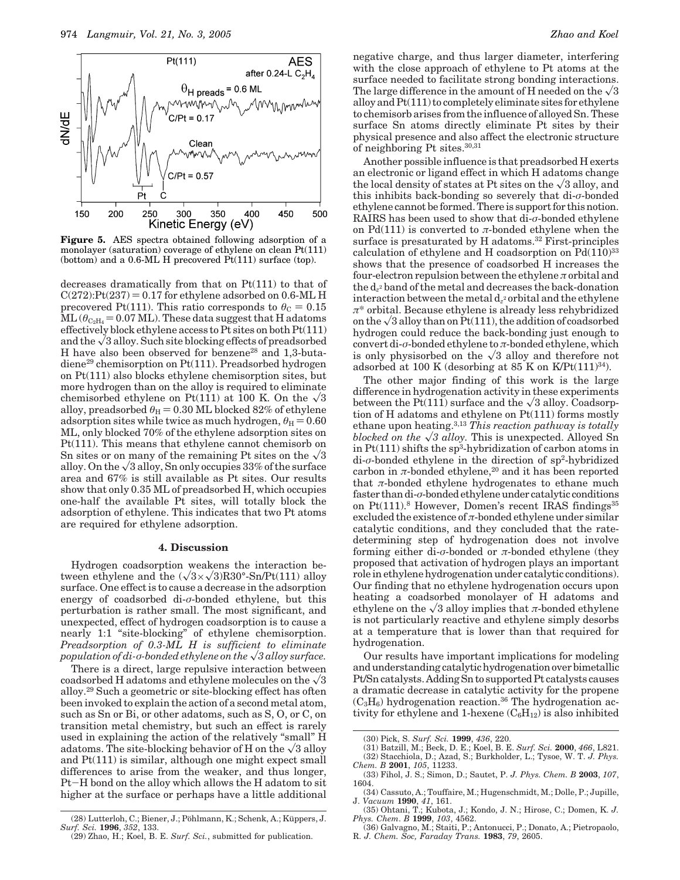**Figure 5.** AES spectra obtained following adsorption of a monolayer (saturation) coverage of ethylene on clean Pt(111) (bottom) and a 0.6-ML H precovered Pt(111) surface (top).

decreases dramatically from that on Pt(111) to that of C(272):Pt(237) = 0.17 for ethylene adsorbed on 0.6-ML H precovered Pt(111). This ratio corresponds to $\theta_C = 0.15$ ML ($\theta_{C_2H_4} = 0.07$ ML). These data suggest that H adatoms effectively block ethylene access to Pt sites on both Pt(111) and the $\sqrt{3}$ alloy. Such site blocking effects of preadsorbed H have also been observed for benzene[28] and 1,3-butadiene[29] chemisorption on Pt(111). Preadsorbed hydrogen on Pt(111) also blocks ethylene chemisorption sites, but more hydrogen than on the alloy is required to eliminate chemisorbed ethylene on Pt(111) at 100 K. On the $\sqrt{3}$ alloy, preadsorbed $\theta_H = 0.30$ ML blocked 82% of ethylene adsorption sites while twice as much hydrogen, $\theta_H = 0.60$ ML, only blocked 70% of the ethylene adsorption sites on Pt(111). This means that ethylene cannot chemisorb on Sn sites or on many of the remaining Pt sites on the $\sqrt{3}$ alloy. On the $\sqrt{3}$ alloy, Sn only occupies 33% of the surface area and 67% is still available as Pt sites. Our results show that only 0.35 ML of preadsorbed H, which occupies one-half the available Pt sites, will totally block the adsorption of ethylene. This indicates that two Pt atoms are required for ethylene adsorption.

## 4. Discussion

Hydrogen coadsorption weakens the interaction between ethylene and the $(\sqrt{3}\times\sqrt{3})R30°$-Sn/Pt(111) alloy surface. One effect is to cause a decrease in the adsorption energy of coadsorbed di-$\sigma$-bonded ethylene, but this perturbation is rather small. The most significant, and unexpected, effect of hydrogen coadsorption is to cause a nearly 1:1 "site-blocking" of ethylene chemisorption. *Preadsorption of 0.3-ML H is sufficient to eliminate population of di-$\sigma$-bonded ethylene on the $\sqrt{3}$ alloy surface.*

There is a direct, large repulsive interaction between coadsorbed H adatoms and ethylene molecules on the $\sqrt{3}$ alloy.[29] Such a geometric or site-blocking effect has often been invoked to explain the action of a second metal atom, such as Sn or Bi, or other adatoms, such as S, O, or C, on transition metal chemistry, but such an effect is rarely used in explaining the action of the relatively "small" H adatoms. The site-blocking behavior of H on the $\sqrt{3}$ alloy and Pt(111) is similar, although one might expect small differences to arise from the weaker, and thus longer, Pt–H bond on the alloy which allows the H adatom to sit higher at the surface or perhaps have a little additional negative charge, and thus larger diameter, interfering with the close approach of ethylene to Pt atoms at the surface needed to facilitate strong bonding interactions. The large difference in the amount of H needed on the $\sqrt{3}$ alloy and Pt(111) to completely eliminate sites for ethylene to chemisorb arises from the influence of alloyed Sn. These surface Sn atoms directly eliminate Pt sites by their physical presence and also affect the electronic structure of neighboring Pt sites.[30,31]

Another possible influence is that preadsorbed H exerts an electronic or ligand effect in which H adatoms change the local density of states at Pt sites on the $\sqrt{3}$ alloy, and this inhibits back-bonding so severely that di-$\sigma$-bonded ethylene cannot be formed. There is support for this notion. RAIRS has been used to show that di-$\sigma$-bonded ethylene on Pd(111) is converted to $\pi$-bonded ethylene when the surface is presaturated by H adatoms.[32] First-principles calculation of ethylene and H coadsorption on Pd(110)[33] shows that the presence of coadsorbed H increases the four-electron repulsion between the ethylene $\pi$ orbital and the $d_{z^2}$ band of the metal and decreases the back-donation interaction between the metal $d_{z^2}$ orbital and the ethylene $\pi^*$ orbital. Because ethylene is already less rehybridized on the $\sqrt{3}$ alloy than on Pt(111), the addition of coadsorbed hydrogen could reduce the back-bonding just enough to convert di-$\sigma$-bonded ethylene to $\pi$-bonded ethylene, which is only physisorbed on the $\sqrt{3}$ alloy and therefore not adsorbed at 100 K (desorbing at 85 K on K/Pt(111)[34]).

The other major finding of this work is the large difference in hydrogenation activity in these experiments between the Pt(111) surface and the $\sqrt{3}$ alloy. Coadsorption of H adatoms and ethylene on Pt(111) forms mostly ethane upon heating.[3,13] *This reaction pathway is totally blocked on the $\sqrt{3}$ alloy.* This is unexpected. Alloyed Sn in Pt(111) shifts the $sp^3$-hybridization of carbon atoms in di-$\sigma$-bonded ethylene in the direction of $sp^2$-hybridized carbon in $\pi$-bonded ethylene,[20] and it has been reported that $\pi$-bonded ethylene hydrogenates to ethane much faster than di-$\sigma$-bonded ethylene under catalytic conditions on Pt(111).[8] However, Domen's recent IRAS findings[35] excluded the existence of $\pi$-bonded ethylene under similar catalytic conditions, and they concluded that the rate-determining step of hydrogenation does not involve forming either di-$\sigma$-bonded or $\pi$-bonded ethylene (they proposed that activation of hydrogen plays an important role in ethylene hydrogenation under catalytic conditions). Our finding that no ethylene hydrogenation occurs upon heating a coadsorbed monolayer of H adatoms and ethylene on the $\sqrt{3}$ alloy implies that $\pi$-bonded ethylene is not particularly reactive and ethylene simply desorbs at a temperature that is lower than that required for hydrogenation.

Our results have important implications for modeling and understanding catalytic hydrogenation over bimetallic Pt/Sn catalysts. Adding Sn to supported Pt catalysts causes a dramatic decrease in catalytic activity for the propene ($C_3H_6$) hydrogenation reaction.[36] The hydrogenation activity for ethylene and 1-hexene ($C_6H_{12}$) is also inhibited

(28) Lutterloh, C.; Biener, J.; Pöhlmann, K.; Schenk, A.; Küppers, J. *Surf. Sci.* **1996**, *352*, 133.
(29) Zhao, H.; Koel, B. E. *Surf. Sci.*, submitted for publication.
(30) Pick, S. *Surf. Sci.* **1999**, *436*, 220.
(31) Batzill, M.; Beck, D. E.; Koel, B. E. *Surf. Sci.* **2000**, *466*, L821.
(32) Stacchiola, D.; Azad, S.; Burkholder, L.; Tysoe, W. T. *J. Phys. Chem. B* **2001**, *105*, 11233.
(33) Fihol, J. S.; Simon, D.; Sautet, P. *J. Phys. Chem. B* **2003**, *107*, 1604.
(34) Cassuto, A.; Touffaire, M.; Hugenschmidt, M.; Dolle, P.; Jupille, J. *Vacuum* **1990**, *41*, 161.
(35) Ohtani, T.; Kubota, J.; Kondo, J. N.; Hirose, C.; Domen, K. *J. Phys. Chem. B* **1999**, *103*, 4562.
(36) Galvagno, M.; Staiti, P.; Antonucci, P.; Donato, A.; Pietropaolo, R. *J. Chem. Soc, Faraday Trans.* **1983**, *79*, 2605.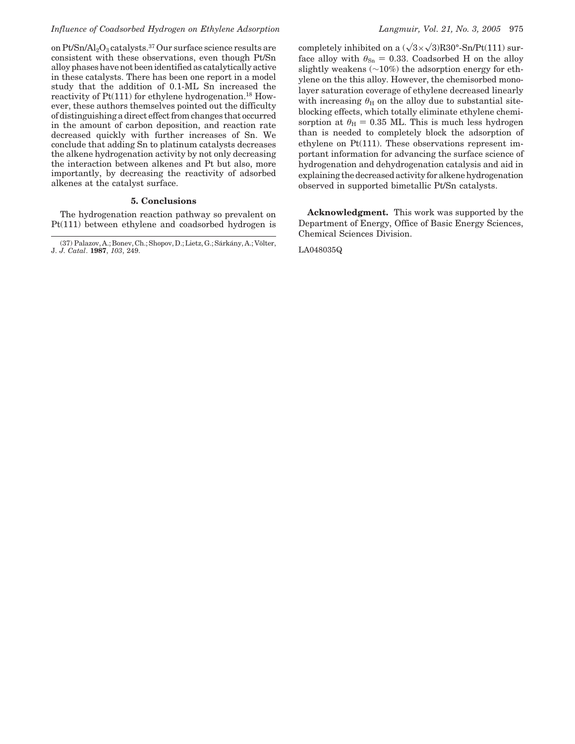on $Pt/Sn/Al_2O_3$ catalysts.[37] Our surface science results are consistent with these observations, even though Pt/Sn alloy phases have not been identified as catalytically active in these catalysts. There has been one report in a model study that the addition of 0.1-ML Sn increased the reactivity of Pt(111) for ethylene hydrogenation.[18] However, these authors themselves pointed out the difficulty of distinguishing a direct effect from changes that occurred in the amount of carbon deposition, and reaction rate decreased quickly with further increases of Sn. We conclude that adding Sn to platinum catalysts decreases the alkene hydrogenation activity by not only decreasing the interaction between alkenes and Pt but also, more importantly, by decreasing the reactivity of adsorbed alkenes at the catalyst surface.

## 5. Conclusions

The hydrogenation reaction pathway so prevalent on Pt(111) between ethylene and coadsorbed hydrogen is completely inhibited on a $(\sqrt{3}\times\sqrt{3})R30°$-Sn/Pt(111) surface alloy with $\theta_{Sn} = 0.33$. Coadsorbed H on the alloy slightly weakens (~10%) the adsorption energy for ethylene on the this alloy. However, the chemisorbed monolayer saturation coverage of ethylene decreased linearly with increasing $\theta_H$ on the alloy due to substantial site-blocking effects, which totally eliminate ethylene chemisorption at $\theta_H = 0.35$ ML. This is much less hydrogen than is needed to completely block the adsorption of ethylene on Pt(111). These observations represent important information for advancing the surface science of hydrogenation and dehydrogenation catalysis and aid in explaining the decreased activity for alkene hydrogenation observed in supported bimetallic Pt/Sn catalysts.

**Acknowledgment.** This work was supported by the Department of Energy, Office of Basic Energy Sciences, Chemical Sciences Division.

LA048035Q

(37) Palazov, A.; Bonev, Ch.; Shopov, D.; Lietz, G.; Sárkány, A.; Völter, J. *J. Catal*. **1987**, *103*, 249.